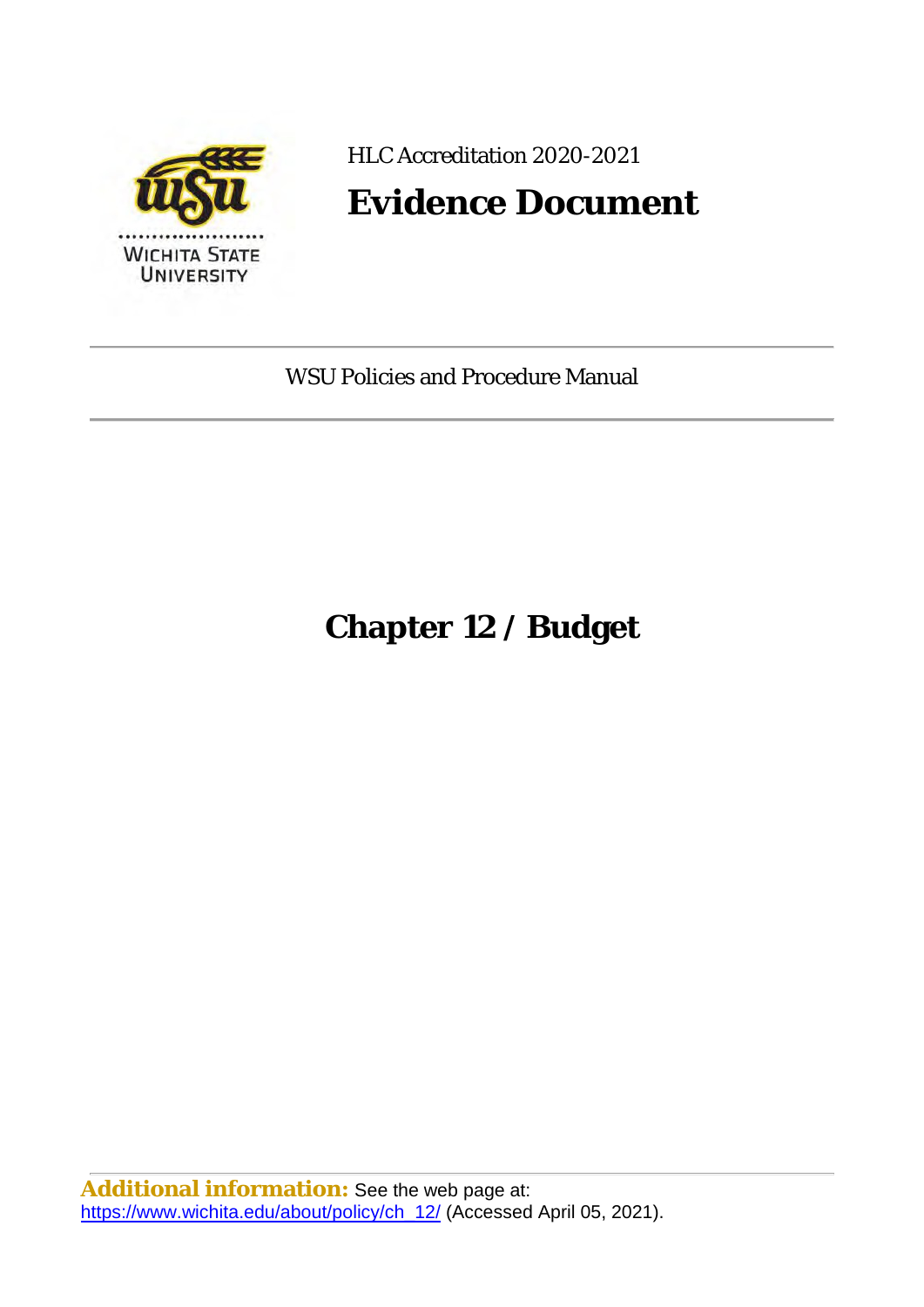HLC Accreditation 2020-2021

# Evidence Document

WSU Policies and Procedure Manual

# Chapter 12 / Budget

**Additional information:** See the web page at: https://www.wichita.edu/about/policy/ch_12/ (Accessed April 05, 2021).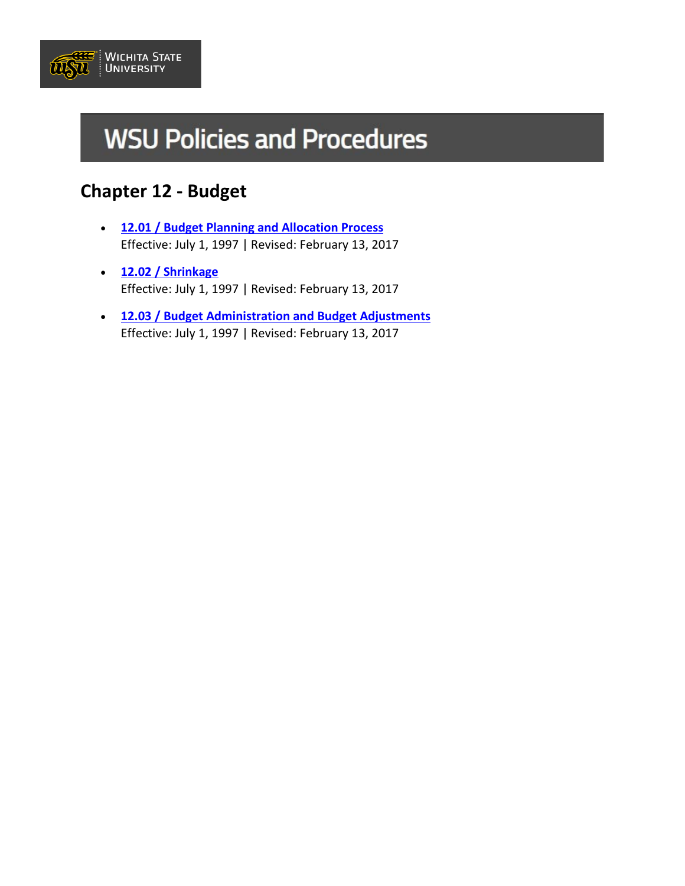# WSU Policies and Procedures

## Chapter 12 - Budget

- **12.01 / Budget Planning and Allocation Process**
  Effective: July 1, 1997 | Revised: February 13, 2017
- **12.02 / Shrinkage**
  Effective: July 1, 1997 | Revised: February 13, 2017
- **12.03 / Budget Administration and Budget Adjustments**
  Effective: July 1, 1997 | Revised: February 13, 2017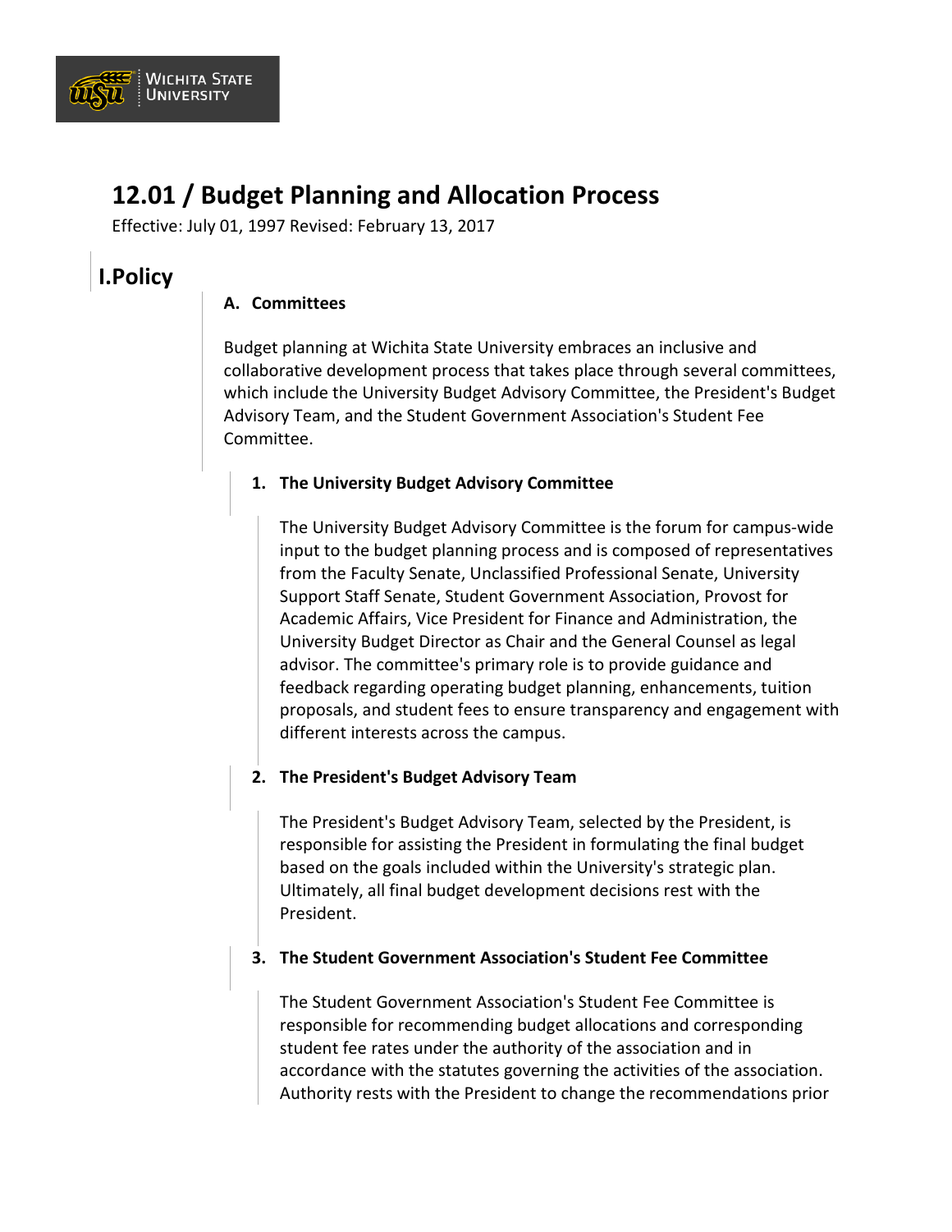# 12.01 / Budget Planning and Allocation Process

Effective: July 01, 1997 Revised: February 13, 2017

## I. Policy

### A. Committees

Budget planning at Wichita State University embraces an inclusive and collaborative development process that takes place through several committees, which include the University Budget Advisory Committee, the President's Budget Advisory Team, and the Student Government Association's Student Fee Committee.

1. **The University Budget Advisory Committee**

   The University Budget Advisory Committee is the forum for campus-wide input to the budget planning process and is composed of representatives from the Faculty Senate, Unclassified Professional Senate, University Support Staff Senate, Student Government Association, Provost for Academic Affairs, Vice President for Finance and Administration, the University Budget Director as Chair and the General Counsel as legal advisor. The committee's primary role is to provide guidance and feedback regarding operating budget planning, enhancements, tuition proposals, and student fees to ensure transparency and engagement with different interests across the campus.

2. **The President's Budget Advisory Team**

   The President's Budget Advisory Team, selected by the President, is responsible for assisting the President in formulating the final budget based on the goals included within the University's strategic plan. Ultimately, all final budget development decisions rest with the President.

3. **The Student Government Association's Student Fee Committee**

   The Student Government Association's Student Fee Committee is responsible for recommending budget allocations and corresponding student fee rates under the authority of the association and in accordance with the statutes governing the activities of the association. Authority rests with the President to change the recommendations prior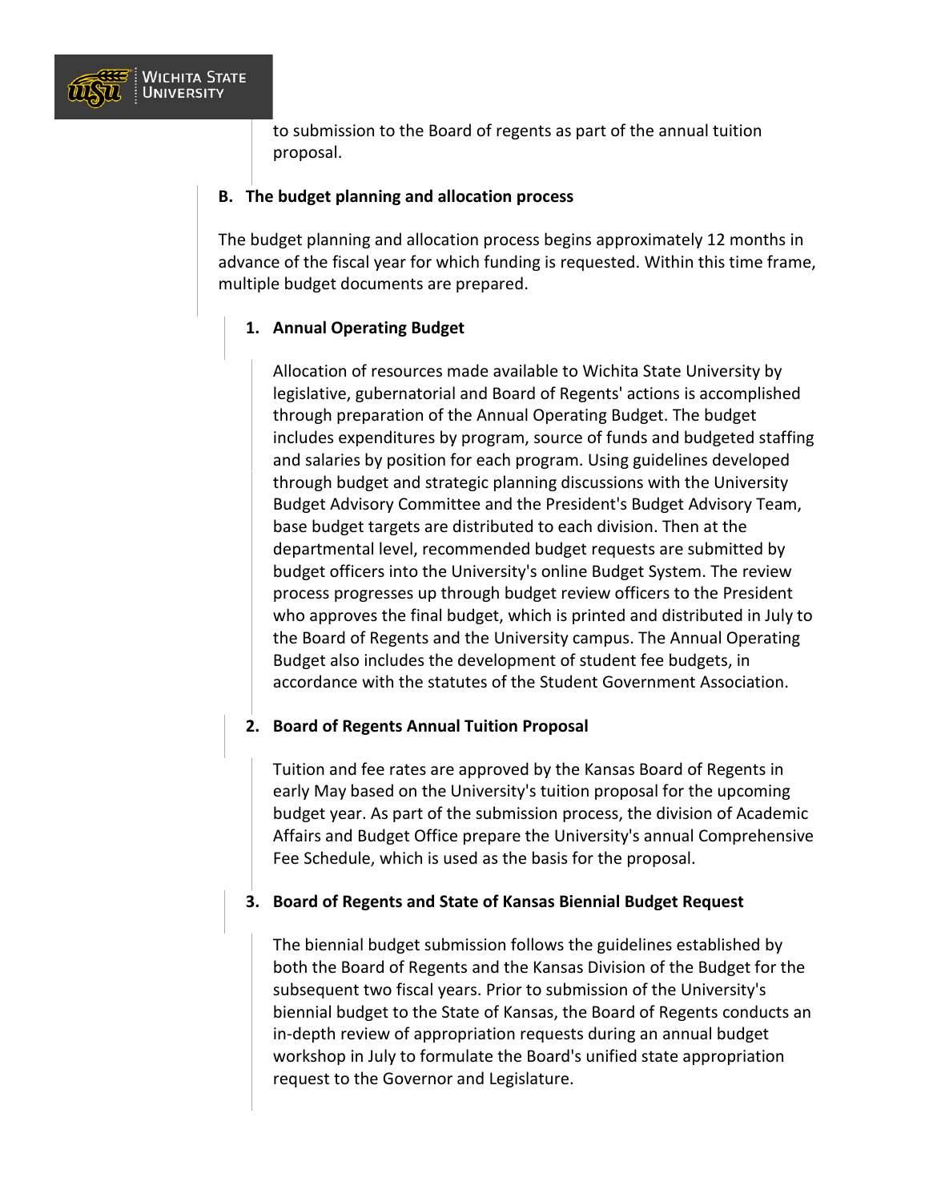to submission to the Board of regents as part of the annual tuition proposal.

### B. The budget planning and allocation process

The budget planning and allocation process begins approximately 12 months in advance of the fiscal year for which funding is requested. Within this time frame, multiple budget documents are prepared.

#### 1. Annual Operating Budget

Allocation of resources made available to Wichita State University by legislative, gubernatorial and Board of Regents' actions is accomplished through preparation of the Annual Operating Budget. The budget includes expenditures by program, source of funds and budgeted staffing and salaries by position for each program. Using guidelines developed through budget and strategic planning discussions with the University Budget Advisory Committee and the President's Budget Advisory Team, base budget targets are distributed to each division. Then at the departmental level, recommended budget requests are submitted by budget officers into the University's online Budget System. The review process progresses up through budget review officers to the President who approves the final budget, which is printed and distributed in July to the Board of Regents and the University campus. The Annual Operating Budget also includes the development of student fee budgets, in accordance with the statutes of the Student Government Association.

#### 2. Board of Regents Annual Tuition Proposal

Tuition and fee rates are approved by the Kansas Board of Regents in early May based on the University's tuition proposal for the upcoming budget year. As part of the submission process, the division of Academic Affairs and Budget Office prepare the University's annual Comprehensive Fee Schedule, which is used as the basis for the proposal.

#### 3. Board of Regents and State of Kansas Biennial Budget Request

The biennial budget submission follows the guidelines established by both the Board of Regents and the Kansas Division of the Budget for the subsequent two fiscal years. Prior to submission of the University's biennial budget to the State of Kansas, the Board of Regents conducts an in-depth review of appropriation requests during an annual budget workshop in July to formulate the Board's unified state appropriation request to the Governor and Legislature.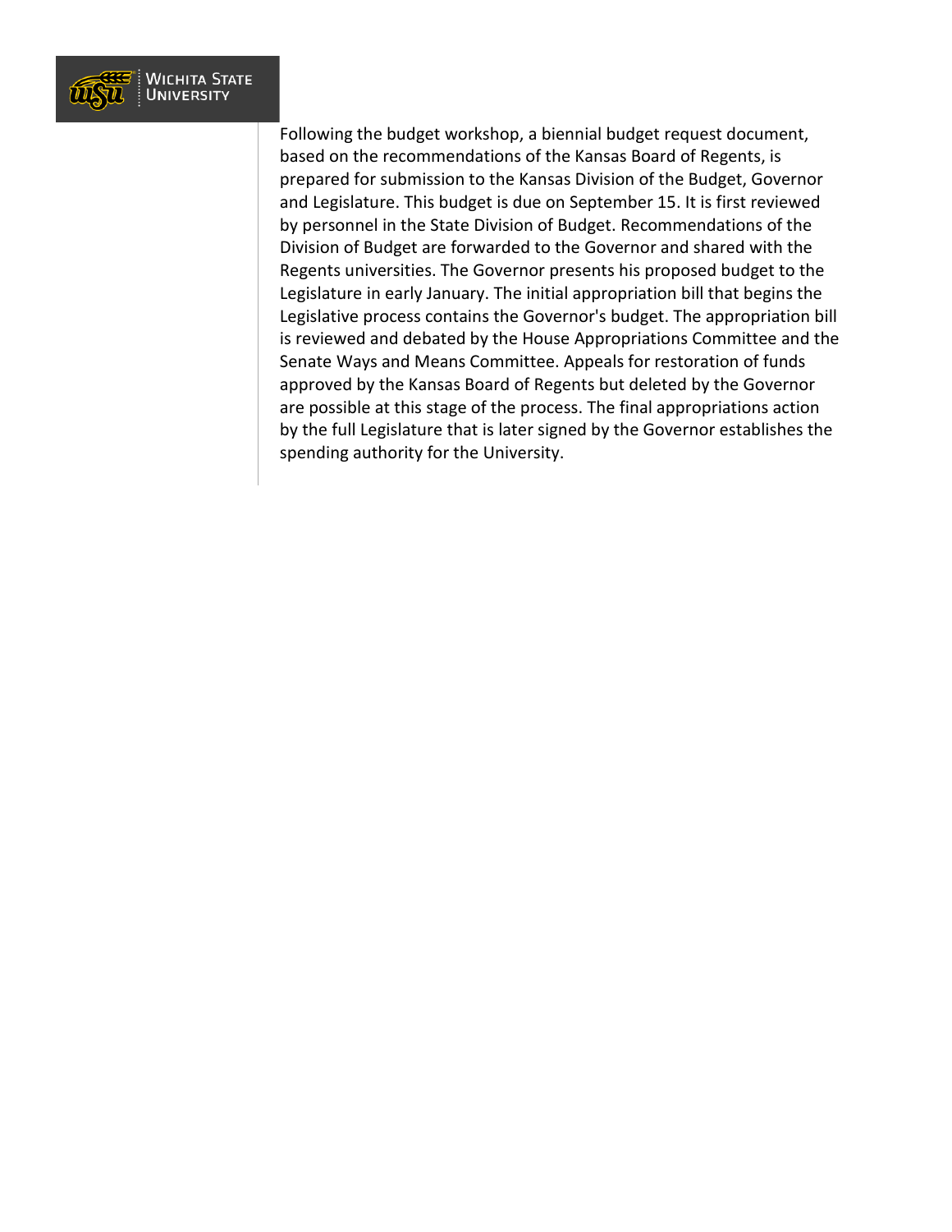Following the budget workshop, a biennial budget request document, based on the recommendations of the Kansas Board of Regents, is prepared for submission to the Kansas Division of the Budget, Governor and Legislature. This budget is due on September 15. It is first reviewed by personnel in the State Division of Budget. Recommendations of the Division of Budget are forwarded to the Governor and shared with the Regents universities. The Governor presents his proposed budget to the Legislature in early January. The initial appropriation bill that begins the Legislative process contains the Governor's budget. The appropriation bill is reviewed and debated by the House Appropriations Committee and the Senate Ways and Means Committee. Appeals for restoration of funds approved by the Kansas Board of Regents but deleted by the Governor are possible at this stage of the process. The final appropriations action by the full Legislature that is later signed by the Governor establishes the spending authority for the University.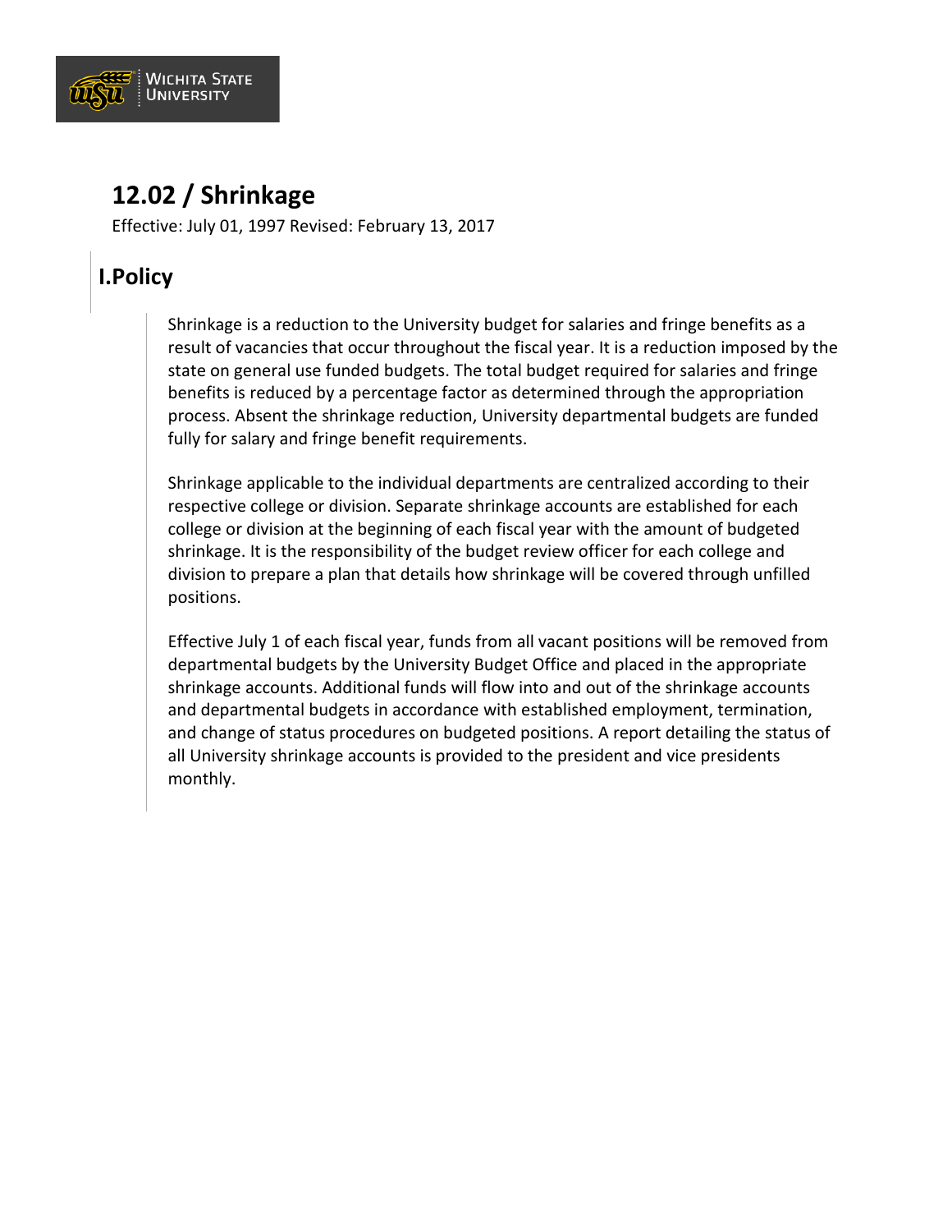# 12.02 / Shrinkage

Effective: July 01, 1997 Revised: February 13, 2017

## I.Policy

Shrinkage is a reduction to the University budget for salaries and fringe benefits as a result of vacancies that occur throughout the fiscal year. It is a reduction imposed by the state on general use funded budgets. The total budget required for salaries and fringe benefits is reduced by a percentage factor as determined through the appropriation process. Absent the shrinkage reduction, University departmental budgets are funded fully for salary and fringe benefit requirements.

Shrinkage applicable to the individual departments are centralized according to their respective college or division. Separate shrinkage accounts are established for each college or division at the beginning of each fiscal year with the amount of budgeted shrinkage. It is the responsibility of the budget review officer for each college and division to prepare a plan that details how shrinkage will be covered through unfilled positions.

Effective July 1 of each fiscal year, funds from all vacant positions will be removed from departmental budgets by the University Budget Office and placed in the appropriate shrinkage accounts. Additional funds will flow into and out of the shrinkage accounts and departmental budgets in accordance with established employment, termination, and change of status procedures on budgeted positions. A report detailing the status of all University shrinkage accounts is provided to the president and vice presidents monthly.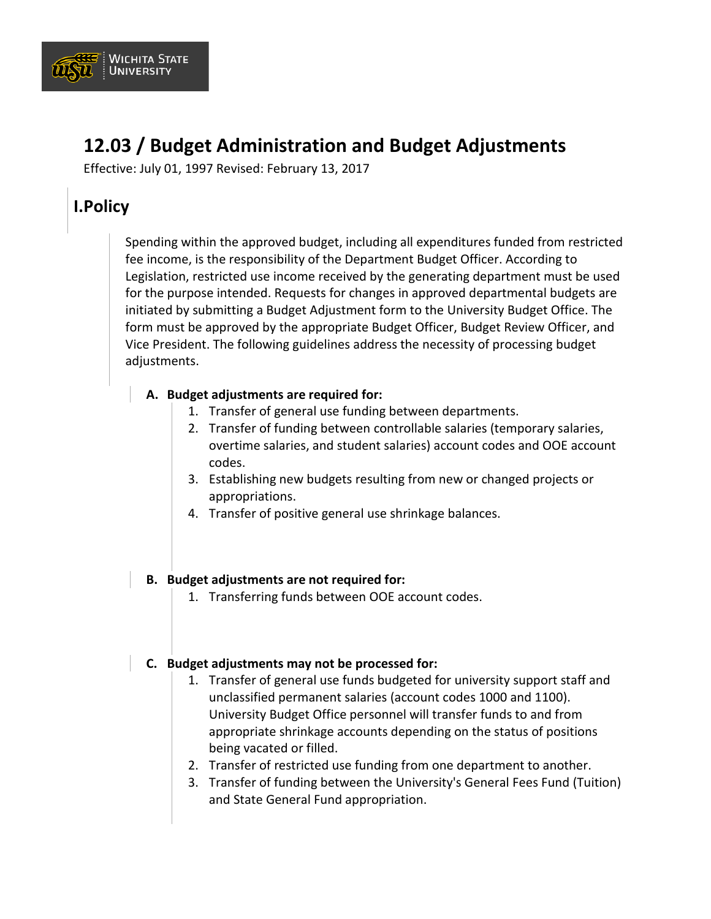# 12.03 / Budget Administration and Budget Adjustments

Effective: July 01, 1997 Revised: February 13, 2017

## I. Policy

Spending within the approved budget, including all expenditures funded from restricted fee income, is the responsibility of the Department Budget Officer. According to Legislation, restricted use income received by the generating department must be used for the purpose intended. Requests for changes in approved departmental budgets are initiated by submitting a Budget Adjustment form to the University Budget Office. The form must be approved by the appropriate Budget Officer, Budget Review Officer, and Vice President. The following guidelines address the necessity of processing budget adjustments.

**A. Budget adjustments are required for:**

1. Transfer of general use funding between departments.
2. Transfer of funding between controllable salaries (temporary salaries, overtime salaries, and student salaries) account codes and OOE account codes.
3. Establishing new budgets resulting from new or changed projects or appropriations.
4. Transfer of positive general use shrinkage balances.

**B. Budget adjustments are not required for:**

1. Transferring funds between OOE account codes.

**C. Budget adjustments may not be processed for:**

1. Transfer of general use funds budgeted for university support staff and unclassified permanent salaries (account codes 1000 and 1100). University Budget Office personnel will transfer funds to and from appropriate shrinkage accounts depending on the status of positions being vacated or filled.
2. Transfer of restricted use funding from one department to another.
3. Transfer of funding between the University's General Fees Fund (Tuition) and State General Fund appropriation.